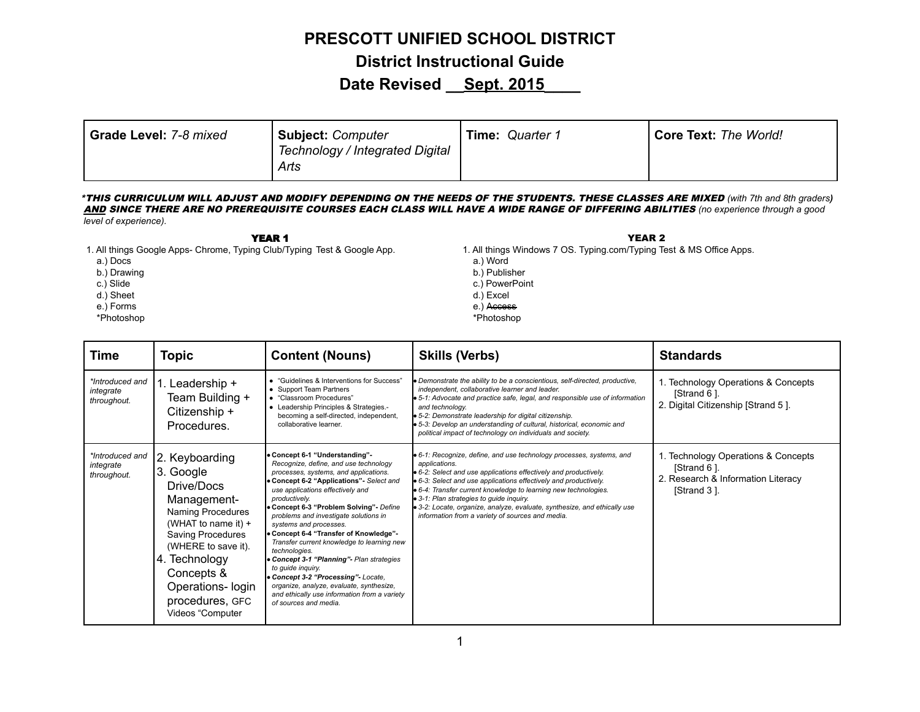# PRESCOTT UNIFIED SCHOOL DISTRICT
## District Instructional Guide
## Date Revised __Sept. 2015____

| **Grade Level:** *7-8 mixed* | **Subject:** *Computer Technology / Integrated Digital Arts* | **Time:** *Quarter 1* | **Core Text:** *The World!* |
|---|---|---|---|

***THIS CURRICULUM WILL ADJUST AND MODIFY DEPENDING ON THE NEEDS OF THE STUDENTS. THESE CLASSES ARE MIXED** *(with 7th and 8th graders)* ***AND SINCE THERE ARE NO PREREQUISITE COURSES EACH CLASS WILL HAVE A WIDE RANGE OF DIFFERING ABILITIES*** *(no experience through a good level of experience).*

**YEAR 1**

1. All things Google Apps- Chrome, Typing Club/Typing Test & Google App.
   a.) Docs
   b.) Drawing
   c.) Slide
   d.) Sheet
   e.) Forms
   *Photoshop

**YEAR 2**

1. All things Windows 7 OS. Typing.com/Typing Test & MS Office Apps.
   a.) Word
   b.) Publisher
   c.) PowerPoint
   d.) Excel
   e.) ~~Access~~
   *Photoshop

| Time | Topic | Content (Nouns) | Skills (Verbs) | Standards |
|---|---|---|---|---|
| *\*Introduced and integrate throughout.* | 1. Leadership + Team Building + Citizenship + Procedures. | • "Guidelines & Interventions for Success"<br>• Support Team Partners<br>• "Classroom Procedures"<br>• Leadership Principles & Strategies.- becoming a self-directed, independent, collaborative learner. | • *Demonstrate the ability to be a conscientious, self-directed, productive, independent, collaborative learner and leader.*<br>• *5-1: Advocate and practice safe, legal, and responsible use of information and technology.*<br>• *5-2: Demonstrate leadership for digital citizenship.*<br>• *5-3: Develop an understanding of cultural, historical, economic and political impact of technology on individuals and society.* | 1. Technology Operations & Concepts [Strand 6 ].<br>2. Digital Citizenship [Strand 5 ]. |
| *\*Introduced and integrate throughout.* | 2. Keyboarding<br>3. Google Drive/Docs Management- Naming Procedures (WHAT to name it) + Saving Procedures (WHERE to save it).<br>4. Technology Concepts & Operations- login procedures, GFC Videos "Computer | • **Concept 6-1 "Understanding"-** *Recognize, define, and use technology processes, systems, and applications.*<br>• **Concept 6-2 "Applications"-** *Select and use applications effectively and productively.*<br>• **Concept 6-3 "Problem Solving"-** *Define problems and investigate solutions in systems and processes.*<br>• **Concept 6-4 "Transfer of Knowledge"-** *Transfer current knowledge to learning new technologies.*<br>• ***Concept 3-1 "Planning"-*** *Plan strategies to guide inquiry.*<br>• ***Concept 3-2 "Processing"-*** *Locate, organize, analyze, evaluate, synthesize, and ethically use information from a variety of sources and media.* | • *6-1: Recognize, define, and use technology processes, systems, and applications.*<br>• *6-2: Select and use applications effectively and productively.*<br>• *6-3: Select and use applications effectively and productively.*<br>• *6-4: Transfer current knowledge to learning new technologies.*<br>• *3-1: Plan strategies to guide inquiry.*<br>• *3-2: Locate, organize, analyze, evaluate, synthesize, and ethically use information from a variety of sources and media.* | 1. Technology Operations & Concepts [Strand 6 ].<br>2. Research & Information Literacy [Strand 3 ]. |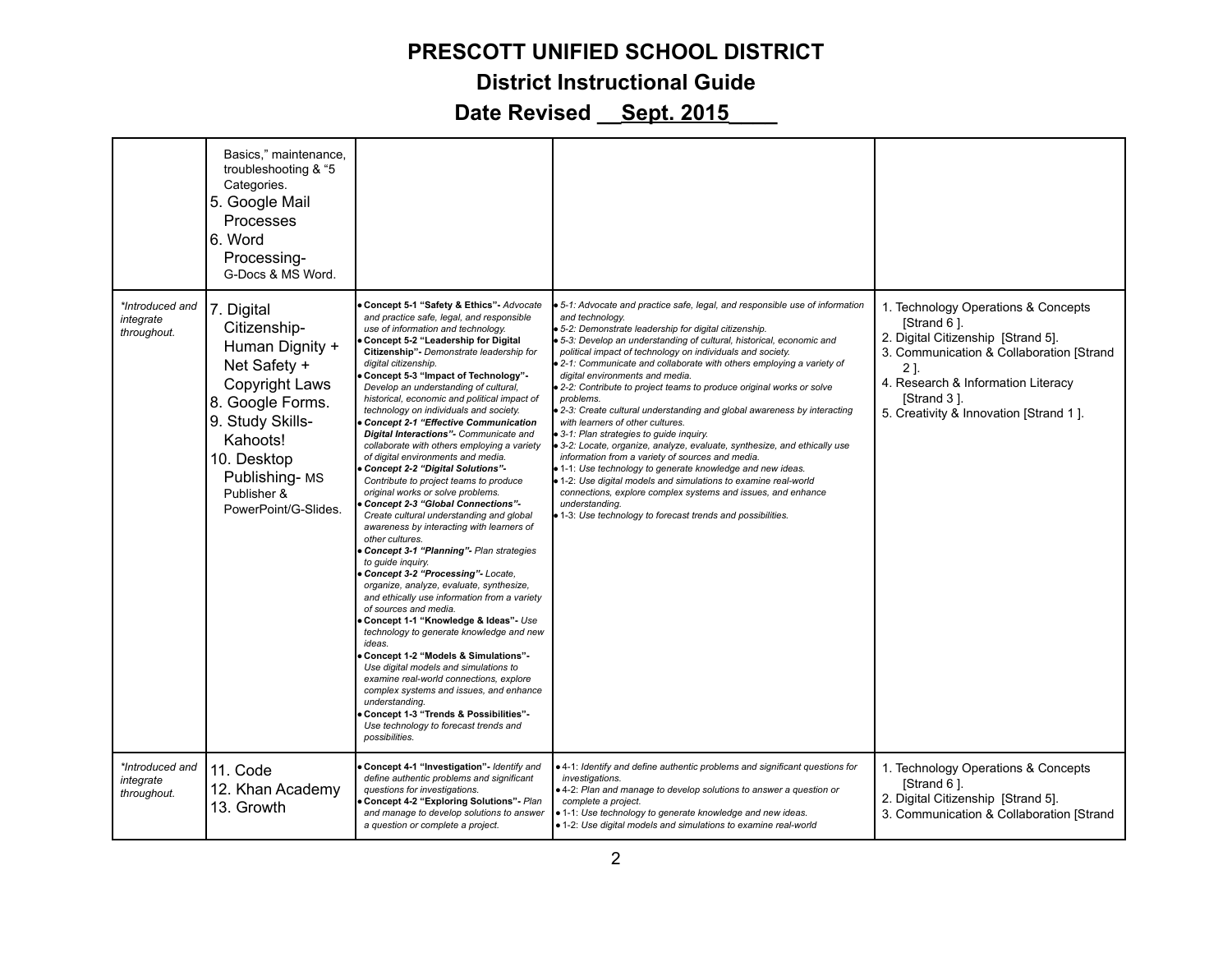# PRESCOTT UNIFIED SCHOOL DISTRICT

## District Instructional Guide

## Date Revised __Sept. 2015____

| | | | | |
|---|---|---|---|---|
| | Basics," maintenance, troubleshooting & "5 Categories.<br>5. Google Mail Processes<br>6. Word Processing- G-Docs & MS Word. | | | |
| *\*Introduced and integrate throughout.* | 7. Digital Citizenship- Human Dignity + Net Safety + Copyright Laws<br>8. Google Forms.<br>9. Study Skills- Kahoots!<br>10. Desktop Publishing- MS Publisher & PowerPoint/G-Slides. | • **Concept 5-1 "Safety & Ethics"-** *Advocate and practice safe, legal, and responsible use of information and technology.*<br>• **Concept 5-2 "Leadership for Digital Citizenship"-** *Demonstrate leadership for digital citizenship.*<br>• **Concept 5-3 "Impact of Technology"-** *Develop an understanding of cultural, historical, economic and political impact of technology on individuals and society.*<br>• ***Concept 2-1 "Effective Communication Digital Interactions"-*** *Communicate and collaborate with others employing a variety of digital environments and media.*<br>• ***Concept 2-2 "Digital Solutions"-*** *Contribute to project teams to produce original works or solve problems.*<br>• ***Concept 2-3 "Global Connections"-*** *Create cultural understanding and global awareness by interacting with learners of other cultures.*<br>• ***Concept 3-1 "Planning"-*** *Plan strategies to guide inquiry.*<br>• ***Concept 3-2 "Processing"-*** *Locate, organize, analyze, evaluate, synthesize, and ethically use information from a variety of sources and media.*<br>• **Concept 1-1 "Knowledge & Ideas"-** *Use technology to generate knowledge and new ideas.*<br>• **Concept 1-2 "Models & Simulations"-** *Use digital models and simulations to examine real-world connections, explore complex systems and issues, and enhance understanding.*<br>• **Concept 1-3 "Trends & Possibilities"-** *Use technology to forecast trends and possibilities.* | • *5-1: Advocate and practice safe, legal, and responsible use of information and technology.*<br>• *5-2: Demonstrate leadership for digital citizenship.*<br>• *5-3: Develop an understanding of cultural, historical, economic and political impact of technology on individuals and society.*<br>• *2-1: Communicate and collaborate with others employing a variety of digital environments and media.*<br>• *2-2: Contribute to project teams to produce original works or solve problems.*<br>• *2-3: Create cultural understanding and global awareness by interacting with learners of other cultures.*<br>• *3-1: Plan strategies to guide inquiry.*<br>• *3-2: Locate, organize, analyze, evaluate, synthesize, and ethically use information from a variety of sources and media.*<br>• 1-1: *Use technology to generate knowledge and new ideas.*<br>• 1-2: *Use digital models and simulations to examine real-world connections, explore complex systems and issues, and enhance understanding.*<br>• 1-3: *Use technology to forecast trends and possibilities.* | 1. Technology Operations & Concepts [Strand 6 ].<br>2. Digital Citizenship [Strand 5].<br>3. Communication & Collaboration [Strand 2 ].<br>4. Research & Information Literacy [Strand 3 ].<br>5. Creativity & Innovation [Strand 1 ]. |
| *\*Introduced and integrate throughout.* | 11. Code<br>12. Khan Academy<br>13. Growth | • **Concept 4-1 "Investigation"-** *Identify and define authentic problems and significant questions for investigations.*<br>• **Concept 4-2 "Exploring Solutions"-** *Plan and manage to develop solutions to answer a question or complete a project.* | • 4-1: *Identify and define authentic problems and significant questions for investigations.*<br>• 4-2: *Plan and manage to develop solutions to answer a question or complete a project.*<br>• 1-1: *Use technology to generate knowledge and new ideas.*<br>• 1-2: *Use digital models and simulations to examine real-world* | 1. Technology Operations & Concepts [Strand 6 ].<br>2. Digital Citizenship [Strand 5].<br>3. Communication & Collaboration [Strand |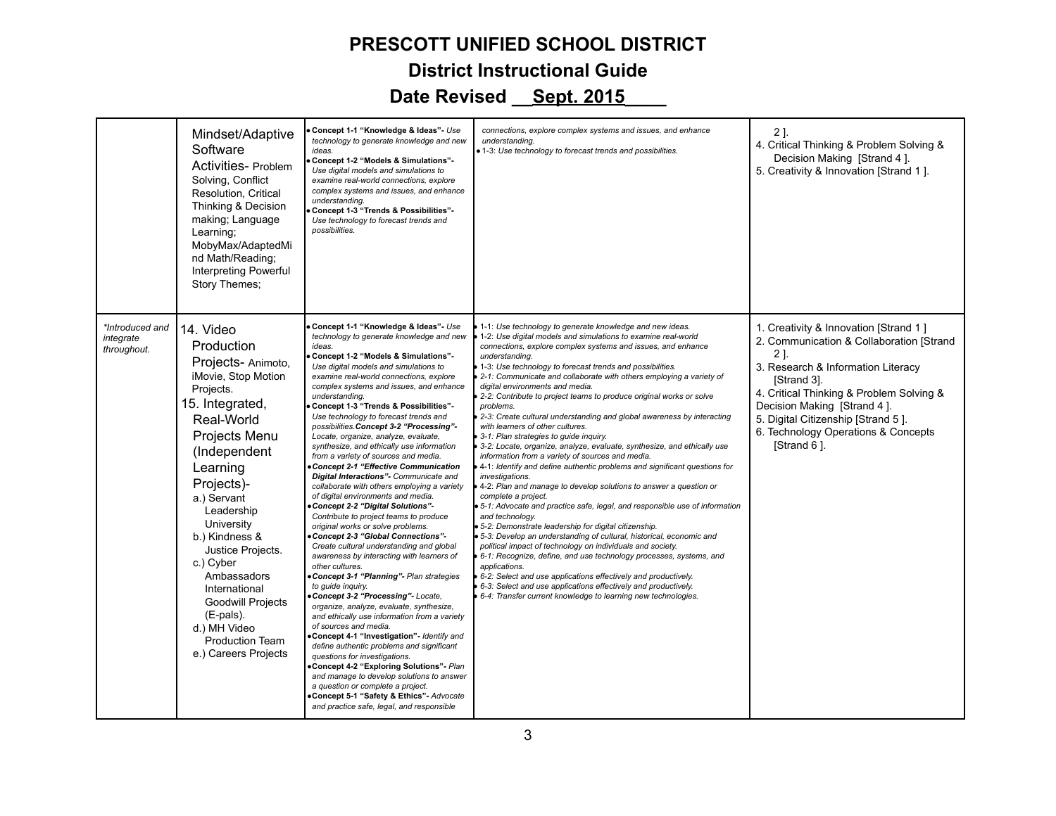# PRESCOTT UNIFIED SCHOOL DISTRICT

## District Instructional Guide

## Date Revised __Sept. 2015____

| | | | | |
|---|---|---|---|---|
| | Mindset/Adaptive Software Activities- Problem Solving, Conflict Resolution, Critical Thinking & Decision making; Language Learning; MobyMax/AdaptedMind Math/Reading; Interpreting Powerful Story Themes; | • **Concept 1-1 "Knowledge & Ideas"-** *Use technology to generate knowledge and new ideas.*<br>• **Concept 1-2 "Models & Simulations"-** *Use digital models and simulations to examine real-world connections, explore complex systems and issues, and enhance understanding.*<br>• **Concept 1-3 "Trends & Possibilities"-** *Use technology to forecast trends and possibilities.* | *connections, explore complex systems and issues, and enhance understanding.*<br>• 1-3: *Use technology to forecast trends and possibilities.* | 2 ].<br>4. Critical Thinking & Problem Solving & Decision Making [Strand 4 ].<br>5. Creativity & Innovation [Strand 1 ]. |
| *\*Introduced and integrate throughout.* | 14. Video Production Projects- Animoto, iMovie, Stop Motion Projects.<br>15. Integrated, Real-World Projects Menu (Independent Learning Projects)-<br>a.) Servant Leadership University<br>b.) Kindness & Justice Projects.<br>c.) Cyber Ambassadors International Goodwill Projects (E-pals).<br>d.) MH Video Production Team<br>e.) Careers Projects | • **Concept 1-1 "Knowledge & Ideas"-** *Use technology to generate knowledge and new ideas.*<br>• **Concept 1-2 "Models & Simulations"-** *Use digital models and simulations to examine real-world connections, explore complex systems and issues, and enhance understanding.*<br>• **Concept 1-3 "Trends & Possibilities"-** *Use technology to forecast trends and possibilities.* ***Concept 3-2 "Processing"-*** *Locate, organize, analyze, evaluate, synthesize, and ethically use information from a variety of sources and media.*<br>• ***Concept 2-1 "Effective Communication Digital Interactions"-*** *Communicate and collaborate with others employing a variety of digital environments and media.*<br>• ***Concept 2-2 "Digital Solutions"-*** *Contribute to project teams to produce original works or solve problems.*<br>• ***Concept 2-3 "Global Connections"-*** *Create cultural understanding and global awareness by interacting with learners of other cultures.*<br>• ***Concept 3-1 "Planning"-*** *Plan strategies to guide inquiry.*<br>• ***Concept 3-2 "Processing"-*** *Locate, organize, analyze, evaluate, synthesize, and ethically use information from a variety of sources and media.*<br>• **Concept 4-1 "Investigation"-** *Identify and define authentic problems and significant questions for investigations.*<br>• **Concept 4-2 "Exploring Solutions"-** *Plan and manage to develop solutions to answer a question or complete a project.*<br>• **Concept 5-1 "Safety & Ethics"-** *Advocate and practice safe, legal, and responsible* | • 1-1: *Use technology to generate knowledge and new ideas.*<br>• 1-2: *Use digital models and simulations to examine real-world connections, explore complex systems and issues, and enhance understanding.*<br>• 1-3: *Use technology to forecast trends and possibilities.*<br>• 2-1: *Communicate and collaborate with others employing a variety of digital environments and media.*<br>• 2-2: *Contribute to project teams to produce original works or solve problems.*<br>• 2-3: *Create cultural understanding and global awareness by interacting with learners of other cultures.*<br>• 3-1: *Plan strategies to guide inquiry.*<br>• 3-2: *Locate, organize, analyze, evaluate, synthesize, and ethically use information from a variety of sources and media.*<br>• 4-1: *Identify and define authentic problems and significant questions for investigations.*<br>• 4-2: *Plan and manage to develop solutions to answer a question or complete a project.*<br>• 5-1: *Advocate and practice safe, legal, and responsible use of information and technology.*<br>• 5-2: *Demonstrate leadership for digital citizenship.*<br>• 5-3: *Develop an understanding of cultural, historical, economic and political impact of technology on individuals and society.*<br>• 6-1: *Recognize, define, and use technology processes, systems, and applications.*<br>• 6-2: *Select and use applications effectively and productively.*<br>• 6-3: *Select and use applications effectively and productively.*<br>• 6-4: *Transfer current knowledge to learning new technologies.* | 1. Creativity & Innovation [Strand 1 ]<br>2. Communication & Collaboration [Strand 2 ].<br>3. Research & Information Literacy [Strand 3].<br>4. Critical Thinking & Problem Solving & Decision Making [Strand 4 ].<br>5. Digital Citizenship [Strand 5 ].<br>6. Technology Operations & Concepts [Strand 6 ]. |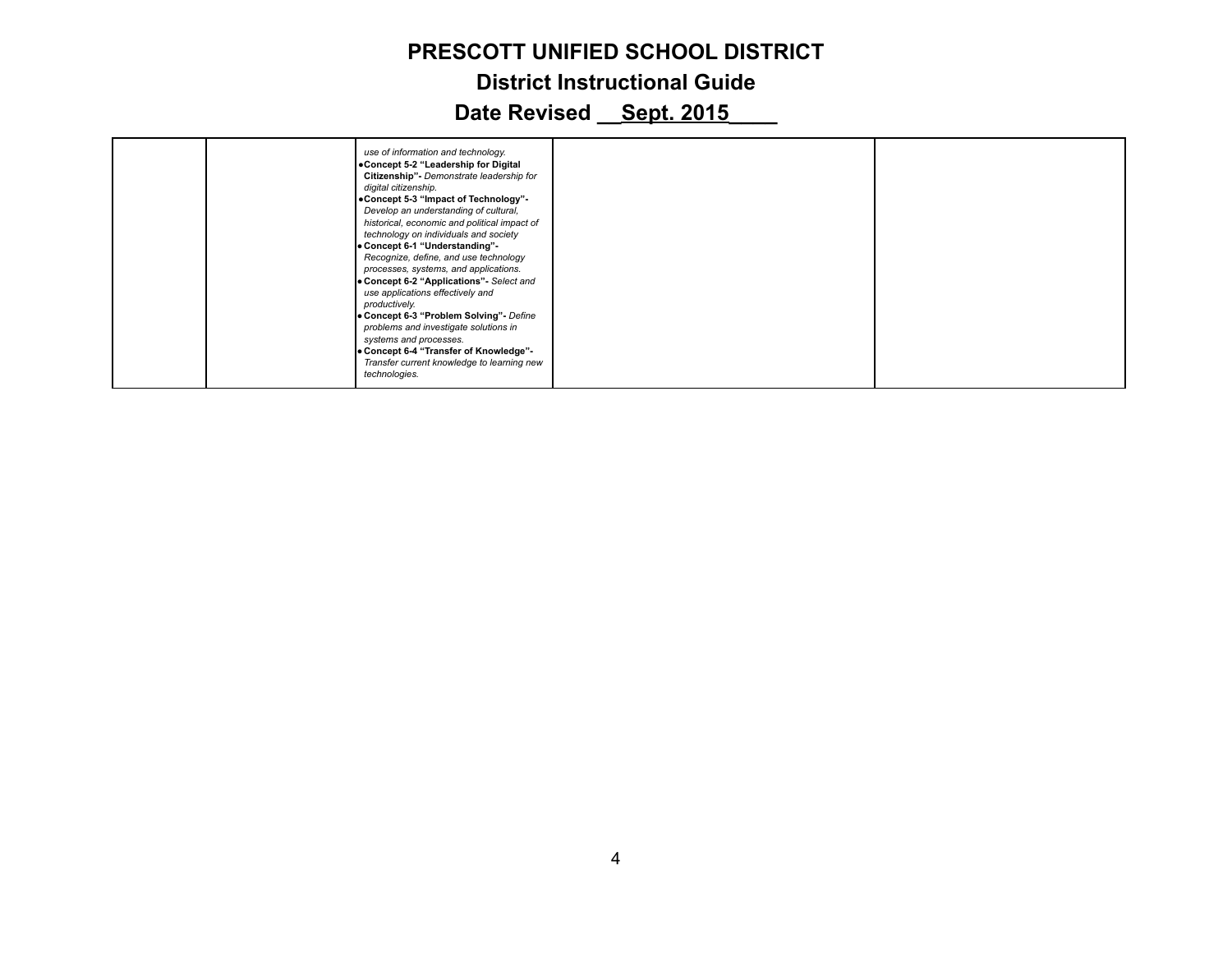# PRESCOTT UNIFIED SCHOOL DISTRICT

## District Instructional Guide

## Date Revised __Sept. 2015____

| | | | | |
|---|---|---|---|---|
| | | *use of information and technology.*<br>• **Concept 5-2 "Leadership for Digital Citizenship"-** *Demonstrate leadership for digital citizenship.*<br>• **Concept 5-3 "Impact of Technology"-** *Develop an understanding of cultural, historical, economic and political impact of technology on individuals and society*<br>• **Concept 6-1 "Understanding"-** *Recognize, define, and use technology processes, systems, and applications.*<br>• **Concept 6-2 "Applications"-** *Select and use applications effectively and productively.*<br>• **Concept 6-3 "Problem Solving"-** *Define problems and investigate solutions in systems and processes.*<br>• **Concept 6-4 "Transfer of Knowledge"-** *Transfer current knowledge to learning new technologies.* | | |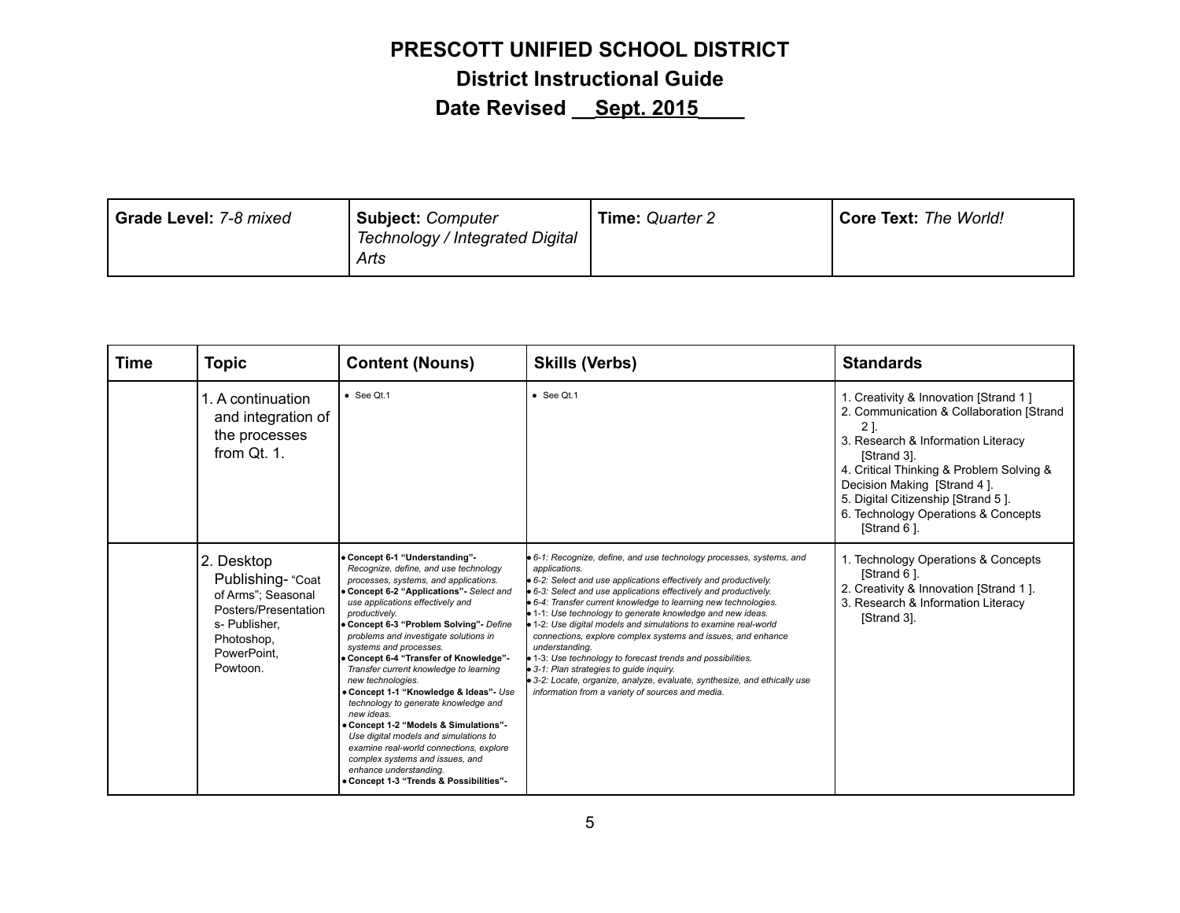# PRESCOTT UNIFIED SCHOOL DISTRICT

## District Instructional Guide

## Date Revised __Sept. 2015____

| **Grade Level:** *7-8 mixed* | **Subject:** *Computer Technology / Integrated Digital Arts* | **Time:** *Quarter 2* | **Core Text:** *The World!* |
|---|---|---|---|

| Time | Topic | Content (Nouns) | Skills (Verbs) | Standards |
|---|---|---|---|---|
| | 1. A continuation and integration of the processes from Qt. 1. | • See Qt.1 | • See Qt.1 | 1. Creativity & Innovation [Strand 1 ]<br>2. Communication & Collaboration [Strand 2 ].<br>3. Research & Information Literacy [Strand 3].<br>4. Critical Thinking & Problem Solving & Decision Making [Strand 4 ].<br>5. Digital Citizenship [Strand 5 ].<br>6. Technology Operations & Concepts [Strand 6 ]. |
| | 2. Desktop Publishing- "Coat of Arms"; Seasonal Posters/Presentations- Publisher, Photoshop, PowerPoint, Powtoon. | • **Concept 6-1 "Understanding"-** *Recognize, define, and use technology processes, systems, and applications.*<br>• **Concept 6-2 "Applications"-** *Select and use applications effectively and productively.*<br>• **Concept 6-3 "Problem Solving"-** *Define problems and investigate solutions in systems and processes.*<br>• **Concept 6-4 "Transfer of Knowledge"-** *Transfer current knowledge to learning new technologies.*<br>• **Concept 1-1 "Knowledge & Ideas"-** *Use technology to generate knowledge and new ideas.*<br>• **Concept 1-2 "Models & Simulations"-** *Use digital models and simulations to examine real-world connections, explore complex systems and issues, and enhance understanding.*<br>• **Concept 1-3 "Trends & Possibilities"-** | • *6-1: Recognize, define, and use technology processes, systems, and applications.*<br>• *6-2: Select and use applications effectively and productively.*<br>• *6-3: Select and use applications effectively and productively.*<br>• *6-4: Transfer current knowledge to learning new technologies.*<br>• *1-1: Use technology to generate knowledge and new ideas.*<br>• *1-2: Use digital models and simulations to examine real-world connections, explore complex systems and issues, and enhance understanding.*<br>• *1-3: Use technology to forecast trends and possibilities.*<br>• *3-1: Plan strategies to guide inquiry.*<br>• *3-2: Locate, organize, analyze, evaluate, synthesize, and ethically use information from a variety of sources and media.* | 1. Technology Operations & Concepts [Strand 6 ].<br>2. Creativity & Innovation [Strand 1 ].<br>3. Research & Information Literacy [Strand 3]. |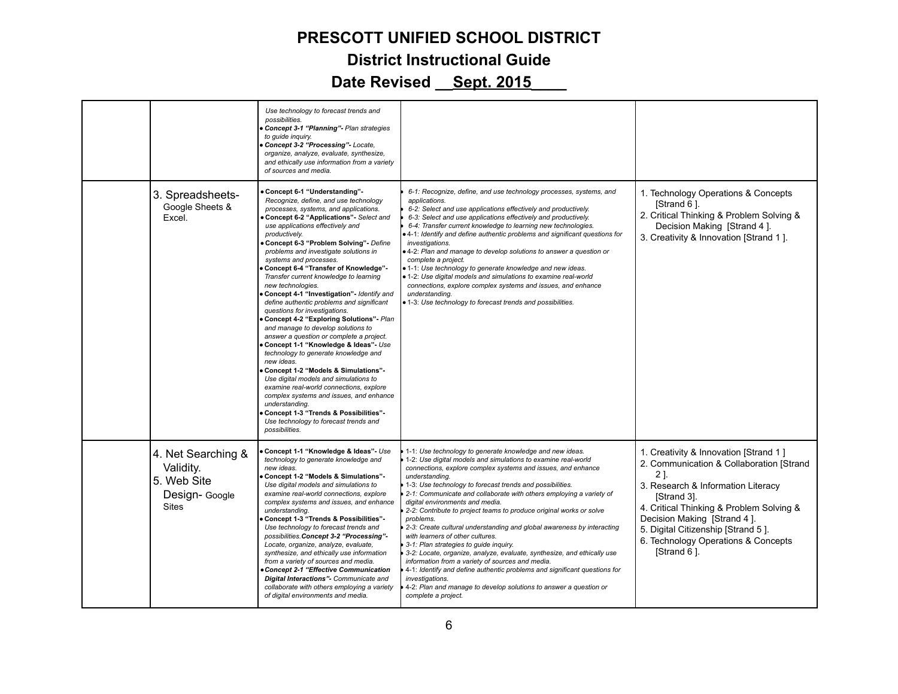# PRESCOTT UNIFIED SCHOOL DISTRICT

## District Instructional Guide

## Date Revised __Sept. 2015____

| | | | | |
|---|---|---|---|---|
| | | *Use technology to forecast trends and possibilities.*<br>• ***Concept 3-1 "Planning"-*** *Plan strategies to guide inquiry.*<br>• ***Concept 3-2 "Processing"-*** *Locate, organize, analyze, evaluate, synthesize, and ethically use information from a variety of sources and media.* | | |
| | 3. Spreadsheets- Google Sheets & Excel. | • **Concept 6-1 "Understanding"-** *Recognize, define, and use technology processes, systems, and applications.*<br>• **Concept 6-2 "Applications"-** *Select and use applications effectively and productively.*<br>• **Concept 6-3 "Problem Solving"-** *Define problems and investigate solutions in systems and processes.*<br>• **Concept 6-4 "Transfer of Knowledge"-** *Transfer current knowledge to learning new technologies.*<br>• **Concept 4-1 "Investigation"-** *Identify and define authentic problems and significant questions for investigations.*<br>• **Concept 4-2 "Exploring Solutions"-** *Plan and manage to develop solutions to answer a question or complete a project.*<br>• **Concept 1-1 "Knowledge & Ideas"-** *Use technology to generate knowledge and new ideas.*<br>• **Concept 1-2 "Models & Simulations"-** *Use digital models and simulations to examine real-world connections, explore complex systems and issues, and enhance understanding.*<br>• **Concept 1-3 "Trends & Possibilities"-** *Use technology to forecast trends and possibilities.* | • *6-1: Recognize, define, and use technology processes, systems, and applications.*<br>• *6-2: Select and use applications effectively and productively.*<br>• *6-3: Select and use applications effectively and productively.*<br>• *6-4: Transfer current knowledge to learning new technologies.*<br>• *4-1: Identify and define authentic problems and significant questions for investigations.*<br>• *4-2: Plan and manage to develop solutions to answer a question or complete a project.*<br>• *1-1: Use technology to generate knowledge and new ideas.*<br>• *1-2: Use digital models and simulations to examine real-world connections, explore complex systems and issues, and enhance understanding.*<br>• *1-3: Use technology to forecast trends and possibilities.* | 1. Technology Operations & Concepts [Strand 6 ].<br>2. Critical Thinking & Problem Solving & Decision Making [Strand 4 ].<br>3. Creativity & Innovation [Strand 1 ]. |
| | 4. Net Searching & Validity.<br>5. Web Site Design- Google Sites | • **Concept 1-1 "Knowledge & Ideas"-** *Use technology to generate knowledge and new ideas.*<br>• **Concept 1-2 "Models & Simulations"-** *Use digital models and simulations to examine real-world connections, explore complex systems and issues, and enhance understanding.*<br>• **Concept 1-3 "Trends & Possibilities"-** *Use technology to forecast trends and possibilities.* ***Concept 3-2 "Processing"-*** *Locate, organize, analyze, evaluate, synthesize, and ethically use information from a variety of sources and media.*<br>• ***Concept 2-1 "Effective Communication Digital Interactions"-*** *Communicate and collaborate with others employing a variety of digital environments and media.* | • *1-1: Use technology to generate knowledge and new ideas.*<br>• *1-2: Use digital models and simulations to examine real-world connections, explore complex systems and issues, and enhance understanding.*<br>• *1-3: Use technology to forecast trends and possibilities.*<br>• *2-1: Communicate and collaborate with others employing a variety of digital environments and media.*<br>• *2-2: Contribute to project teams to produce original works or solve problems.*<br>• *2-3: Create cultural understanding and global awareness by interacting with learners of other cultures.*<br>• *3-1: Plan strategies to guide inquiry.*<br>• *3-2: Locate, organize, analyze, evaluate, synthesize, and ethically use information from a variety of sources and media.*<br>• *4-1: Identify and define authentic problems and significant questions for investigations.*<br>• *4-2: Plan and manage to develop solutions to answer a question or complete a project.* | 1. Creativity & Innovation [Strand 1 ]<br>2. Communication & Collaboration [Strand 2 ].<br>3. Research & Information Literacy [Strand 3].<br>4. Critical Thinking & Problem Solving & Decision Making [Strand 4 ].<br>5. Digital Citizenship [Strand 5 ].<br>6. Technology Operations & Concepts [Strand 6 ]. |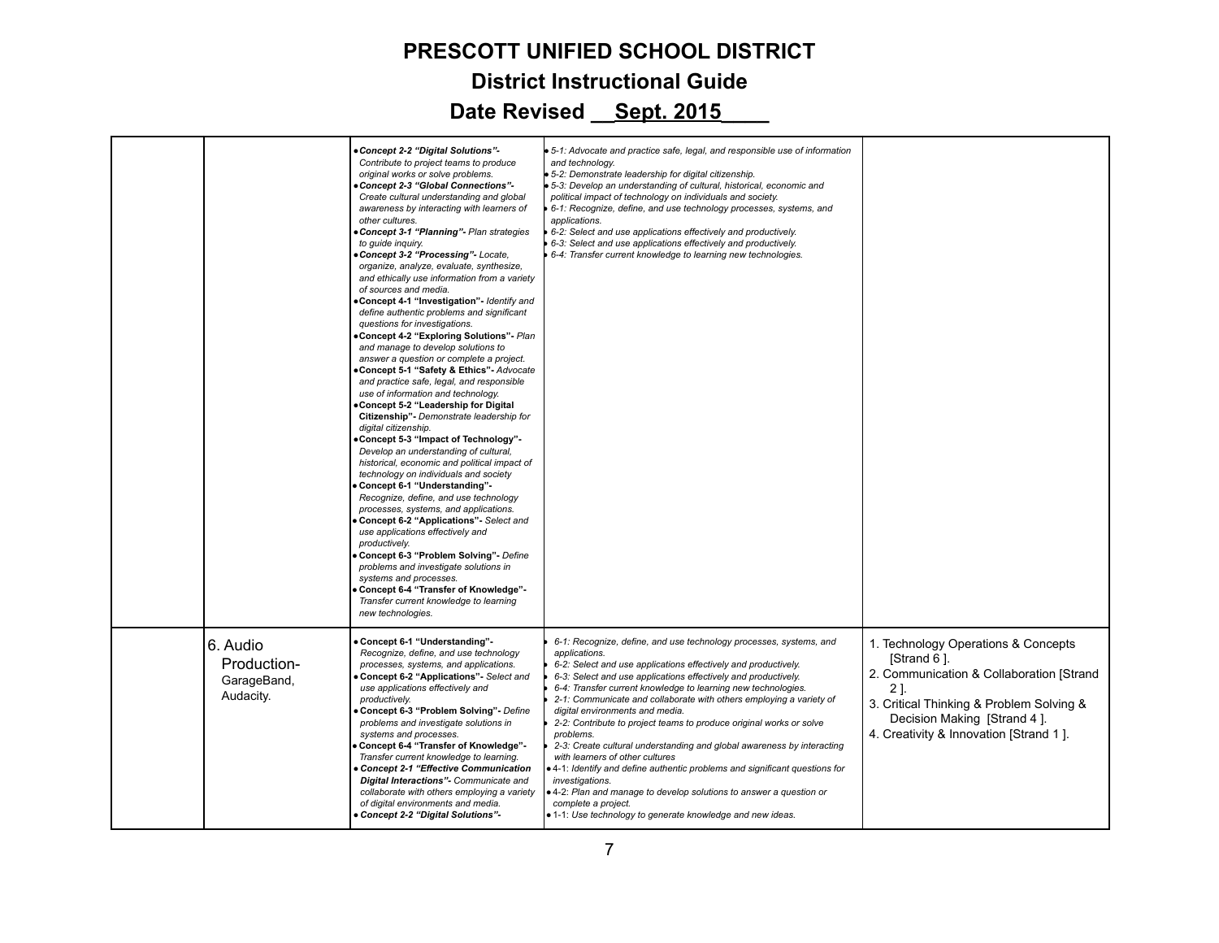# PRESCOTT UNIFIED SCHOOL DISTRICT

## District Instructional Guide

## Date Revised __Sept. 2015____

| | | | | |
|---|---|---|---|---|
| | | • ***Concept 2-2 "Digital Solutions"-*** *Contribute to project teams to produce original works or solve problems.*<br>• ***Concept 2-3 "Global Connections"-*** *Create cultural understanding and global awareness by interacting with learners of other cultures.*<br>• ***Concept 3-1 "Planning"-*** *Plan strategies to guide inquiry.*<br>• ***Concept 3-2 "Processing"-*** *Locate, organize, analyze, evaluate, synthesize, and ethically use information from a variety of sources and media.*<br>• **Concept 4-1 "Investigation"-** *Identify and define authentic problems and significant questions for investigations.*<br>• **Concept 4-2 "Exploring Solutions"-** *Plan and manage to develop solutions to answer a question or complete a project.*<br>• **Concept 5-1 "Safety & Ethics"-** *Advocate and practice safe, legal, and responsible use of information and technology.*<br>• **Concept 5-2 "Leadership for Digital Citizenship"-** *Demonstrate leadership for digital citizenship.*<br>• **Concept 5-3 "Impact of Technology"-** *Develop an understanding of cultural, historical, economic and political impact of technology on individuals and society*<br>• **Concept 6-1 "Understanding"-** *Recognize, define, and use technology processes, systems, and applications.*<br>• **Concept 6-2 "Applications"-** *Select and use applications effectively and productively.*<br>• **Concept 6-3 "Problem Solving"-** *Define problems and investigate solutions in systems and processes.*<br>• **Concept 6-4 "Transfer of Knowledge"-** *Transfer current knowledge to learning new technologies.* | • *5-1: Advocate and practice safe, legal, and responsible use of information and technology.*<br>• *5-2: Demonstrate leadership for digital citizenship.*<br>• *5-3: Develop an understanding of cultural, historical, economic and political impact of technology on individuals and society.*<br>• *6-1: Recognize, define, and use technology processes, systems, and applications.*<br>• *6-2: Select and use applications effectively and productively.*<br>• *6-3: Select and use applications effectively and productively.*<br>• *6-4: Transfer current knowledge to learning new technologies.* | |
| | 6. Audio Production- GarageBand, Audacity. | • **Concept 6-1 "Understanding"-** *Recognize, define, and use technology processes, systems, and applications.*<br>• **Concept 6-2 "Applications"-** *Select and use applications effectively and productively.*<br>• **Concept 6-3 "Problem Solving"-** *Define problems and investigate solutions in systems and processes.*<br>• **Concept 6-4 "Transfer of Knowledge"-** *Transfer current knowledge to learning.*<br>• ***Concept 2-1 "Effective Communication Digital Interactions"-*** *Communicate and collaborate with others employing a variety of digital environments and media.*<br>• ***Concept 2-2 "Digital Solutions"-*** | • *6-1: Recognize, define, and use technology processes, systems, and applications.*<br>• *6-2: Select and use applications effectively and productively.*<br>• *6-3: Select and use applications effectively and productively.*<br>• *6-4: Transfer current knowledge to learning new technologies.*<br>• *2-1: Communicate and collaborate with others employing a variety of digital environments and media.*<br>• *2-2: Contribute to project teams to produce original works or solve problems.*<br>• *2-3: Create cultural understanding and global awareness by interacting with learners of other cultures*<br>• *4-1: Identify and define authentic problems and significant questions for investigations.*<br>• *4-2: Plan and manage to develop solutions to answer a question or complete a project.*<br>• *1-1: Use technology to generate knowledge and new ideas.* | 1. Technology Operations & Concepts [Strand 6 ].<br>2. Communication & Collaboration [Strand 2 ].<br>3. Critical Thinking & Problem Solving & Decision Making [Strand 4 ].<br>4. Creativity & Innovation [Strand 1 ]. |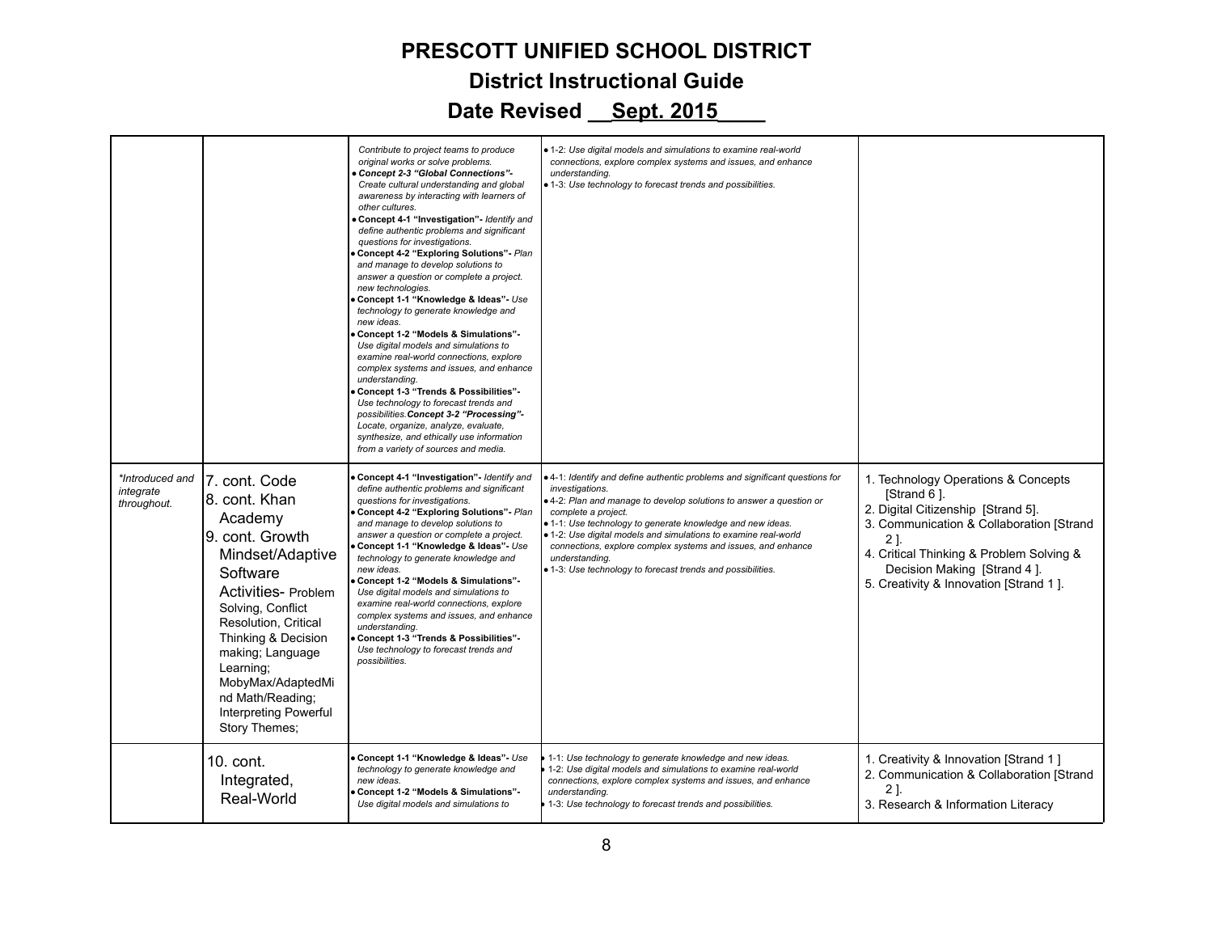# PRESCOTT UNIFIED SCHOOL DISTRICT

## District Instructional Guide

## Date Revised __Sept. 2015____

| | | | | |
|---|---|---|---|---|
| | | *Contribute to project teams to produce original works or solve problems.* • ***Concept 2-3 "Global Connections"-*** *Create cultural understanding and global awareness by interacting with learners of other cultures.* • **Concept 4-1 "Investigation"-** *Identify and define authentic problems and significant questions for investigations.* • **Concept 4-2 "Exploring Solutions"-** *Plan and manage to develop solutions to answer a question or complete a project. new technologies.* • **Concept 1-1 "Knowledge & Ideas"-** *Use technology to generate knowledge and new ideas.* • **Concept 1-2 "Models & Simulations"-** *Use digital models and simulations to examine real-world connections, explore complex systems and issues, and enhance understanding.* • **Concept 1-3 "Trends & Possibilities"-** *Use technology to forecast trends and possibilities.* ***Concept 3-2 "Processing"-*** *Locate, organize, analyze, evaluate, synthesize, and ethically use information from a variety of sources and media.* | • 1-2: *Use digital models and simulations to examine real-world connections, explore complex systems and issues, and enhance understanding.* • 1-3: *Use technology to forecast trends and possibilities.* | |
| *\*Introduced and integrate throughout.* | 7. cont. Code 8. cont. Khan Academy 9. cont. Growth Mindset/Adaptive Software Activities- Problem Solving, Conflict Resolution, Critical Thinking & Decision making; Language Learning; MobyMax/AdaptedMind Math/Reading; Interpreting Powerful Story Themes; | • **Concept 4-1 "Investigation"-** *Identify and define authentic problems and significant questions for investigations.* • **Concept 4-2 "Exploring Solutions"-** *Plan and manage to develop solutions to answer a question or complete a project.* • **Concept 1-1 "Knowledge & Ideas"-** *Use technology to generate knowledge and new ideas.* • **Concept 1-2 "Models & Simulations"-** *Use digital models and simulations to examine real-world connections, explore complex systems and issues, and enhance understanding.* • **Concept 1-3 "Trends & Possibilities"-** *Use technology to forecast trends and possibilities.* | • 4-1: *Identify and define authentic problems and significant questions for investigations.* • 4-2: *Plan and manage to develop solutions to answer a question or complete a project.* • 1-1: *Use technology to generate knowledge and new ideas.* • 1-2: *Use digital models and simulations to examine real-world connections, explore complex systems and issues, and enhance understanding.* • 1-3: *Use technology to forecast trends and possibilities.* | 1. Technology Operations & Concepts [Strand 6 ]. 2. Digital Citizenship [Strand 5]. 3. Communication & Collaboration [Strand 2 ]. 4. Critical Thinking & Problem Solving & Decision Making [Strand 4 ]. 5. Creativity & Innovation [Strand 1 ]. |
| | 10. cont. Integrated, Real-World | • **Concept 1-1 "Knowledge & Ideas"-** *Use technology to generate knowledge and new ideas.* • **Concept 1-2 "Models & Simulations"-** *Use digital models and simulations to* | • 1-1: *Use technology to generate knowledge and new ideas.* • 1-2: *Use digital models and simulations to examine real-world connections, explore complex systems and issues, and enhance understanding.* • 1-3: *Use technology to forecast trends and possibilities.* | 1. Creativity & Innovation [Strand 1 ] 2. Communication & Collaboration [Strand 2 ]. 3. Research & Information Literacy |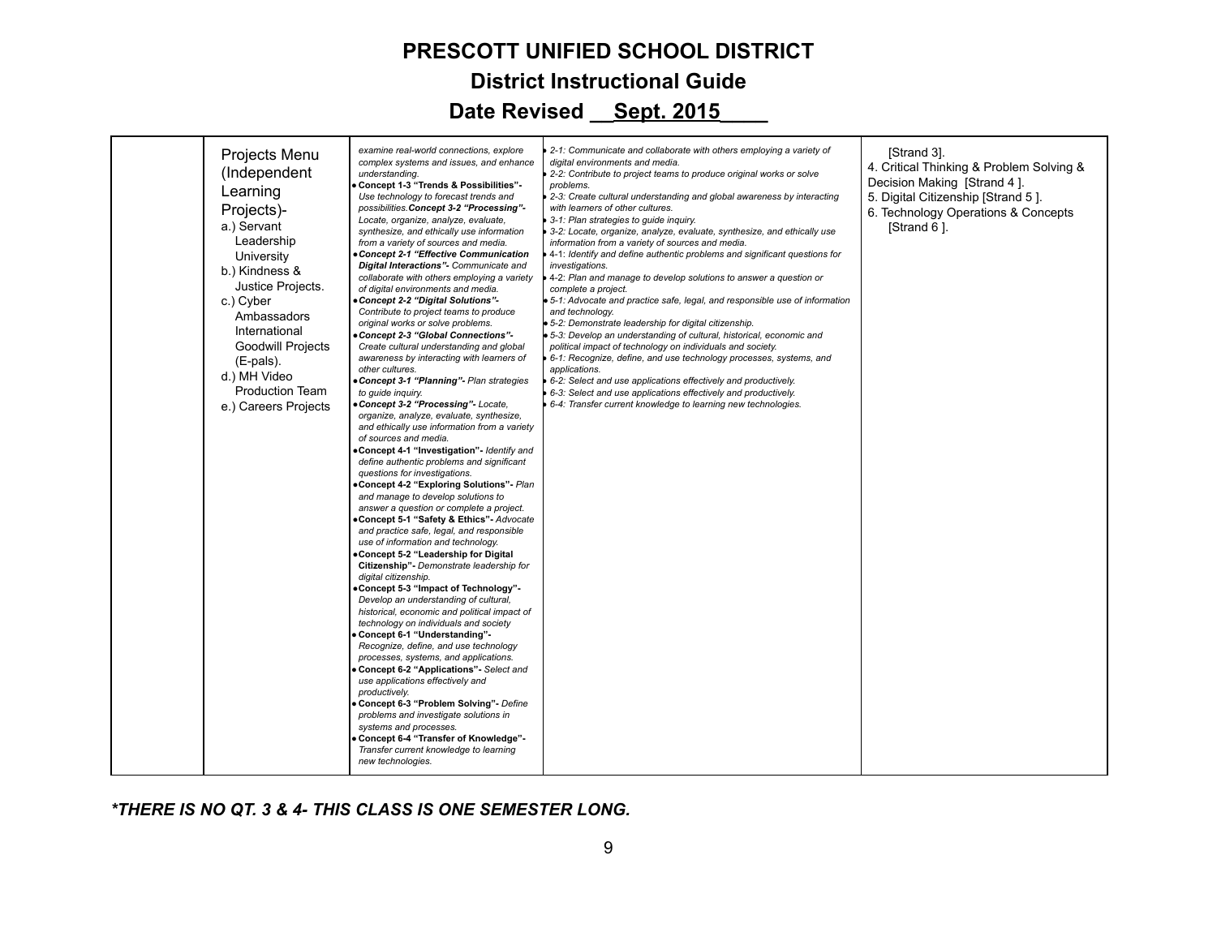# PRESCOTT UNIFIED SCHOOL DISTRICT

## District Instructional Guide

## Date Revised __Sept. 2015____

| | | | | |
|---|---|---|---|---|
| | Projects Menu (Independent Learning Projects)-<br>a.) Servant Leadership University<br>b.) Kindness & Justice Projects.<br>c.) Cyber Ambassadors International Goodwill Projects (E-pals).<br>d.) MH Video Production Team<br>e.) Careers Projects | *examine real-world connections, explore complex systems and issues, and enhance understanding.*<br>● **Concept 1-3 "Trends & Possibilities"-** *Use technology to forecast trends and possibilities.* ***Concept 3-2 "Processing"-*** *Locate, organize, analyze, evaluate, synthesize, and ethically use information from a variety of sources and media.*<br>● ***Concept 2-1 "Effective Communication Digital Interactions"-*** *Communicate and collaborate with others employing a variety of digital environments and media.*<br>● ***Concept 2-2 "Digital Solutions"-*** *Contribute to project teams to produce original works or solve problems.*<br>● ***Concept 2-3 "Global Connections"-*** *Create cultural understanding and global awareness by interacting with learners of other cultures.*<br>● ***Concept 3-1 "Planning"-*** *Plan strategies to guide inquiry.*<br>● ***Concept 3-2 "Processing"-*** *Locate, organize, analyze, evaluate, synthesize, and ethically use information from a variety of sources and media.*<br>● **Concept 4-1 "Investigation"-** *Identify and define authentic problems and significant questions for investigations.*<br>● **Concept 4-2 "Exploring Solutions"-** *Plan and manage to develop solutions to answer a question or complete a project.*<br>● **Concept 5-1 "Safety & Ethics"-** *Advocate and practice safe, legal, and responsible use of information and technology.*<br>● **Concept 5-2 "Leadership for Digital Citizenship"-** *Demonstrate leadership for digital citizenship.*<br>● **Concept 5-3 "Impact of Technology"-** *Develop an understanding of cultural, historical, economic and political impact of technology on individuals and society*<br>● **Concept 6-1 "Understanding"-** *Recognize, define, and use technology processes, systems, and applications.*<br>● **Concept 6-2 "Applications"-** *Select and use applications effectively and productively.*<br>● **Concept 6-3 "Problem Solving"-** *Define problems and investigate solutions in systems and processes.*<br>● **Concept 6-4 "Transfer of Knowledge"-** *Transfer current knowledge to learning new technologies.* | ● *2-1: Communicate and collaborate with others employing a variety of digital environments and media.*<br>● *2-2: Contribute to project teams to produce original works or solve problems.*<br>● *2-3: Create cultural understanding and global awareness by interacting with learners of other cultures.*<br>● *3-1: Plan strategies to guide inquiry.*<br>● *3-2: Locate, organize, analyze, evaluate, synthesize, and ethically use information from a variety of sources and media.*<br>● *4-1: Identify and define authentic problems and significant questions for investigations.*<br>● *4-2: Plan and manage to develop solutions to answer a question or complete a project.*<br>● *5-1: Advocate and practice safe, legal, and responsible use of information and technology.*<br>● *5-2: Demonstrate leadership for digital citizenship.*<br>● *5-3: Develop an understanding of cultural, historical, economic and political impact of technology on individuals and society.*<br>● *6-1: Recognize, define, and use technology processes, systems, and applications.*<br>● *6-2: Select and use applications effectively and productively.*<br>● *6-3: Select and use applications effectively and productively.*<br>● *6-4: Transfer current knowledge to learning new technologies.* | [Strand 3].<br>4. Critical Thinking & Problem Solving & Decision Making [Strand 4 ].<br>5. Digital Citizenship [Strand 5 ].<br>6. Technology Operations & Concepts [Strand 6 ]. |

***\*THERE IS NO QT. 3 & 4- THIS CLASS IS ONE SEMESTER LONG.***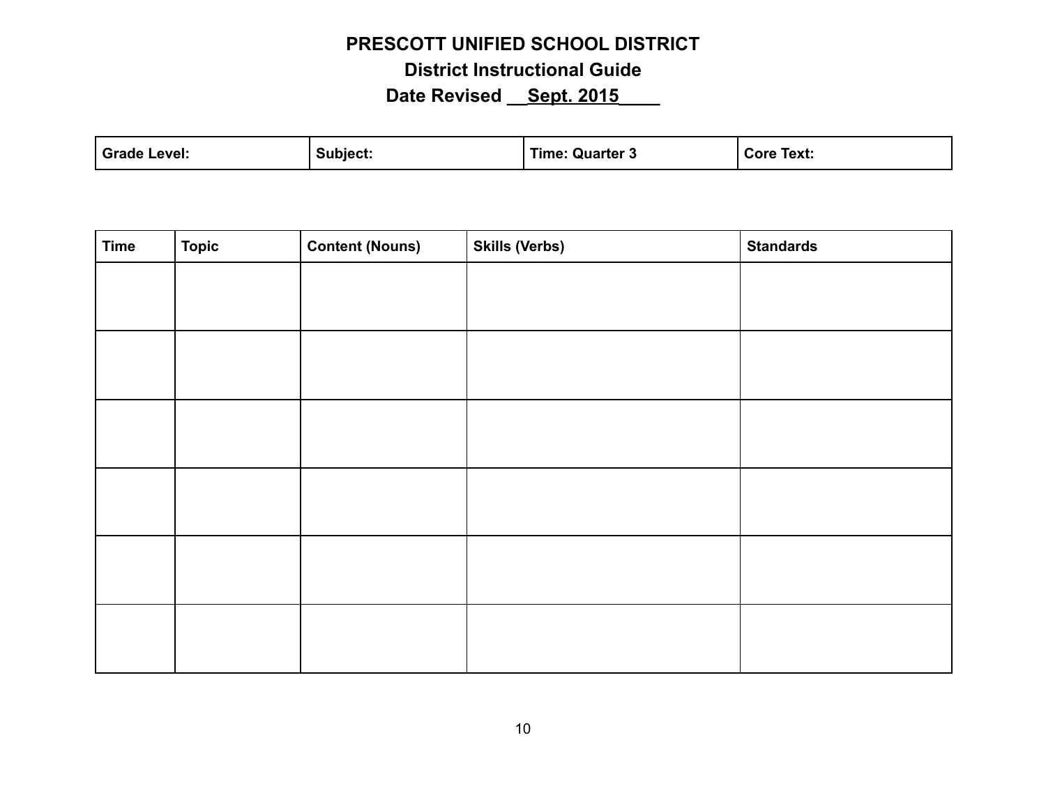**PRESCOTT UNIFIED SCHOOL DISTRICT**

**District Instructional Guide**

**Date Revised __Sept. 2015____**

| Grade Level: | Subject: | Time: Quarter 3 | Core Text: |
|---|---|---|---|

| Time | Topic | Content (Nouns) | Skills (Verbs) | Standards |
|---|---|---|---|---|
| | | | | |
| | | | | |
| | | | | |
| | | | | |
| | | | | |
| | | | | |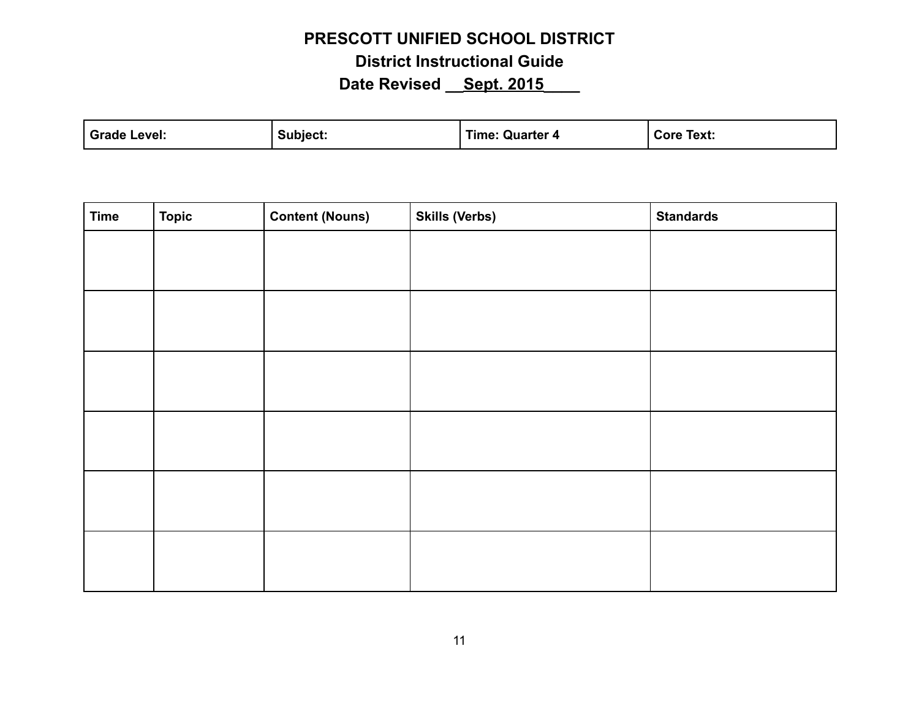# PRESCOTT UNIFIED SCHOOL DISTRICT
## District Instructional Guide
## Date Revised __Sept. 2015____

| Grade Level: | Subject: | Time: Quarter 4 | Core Text: |
|---|---|---|---|

| Time | Topic | Content (Nouns) | Skills (Verbs) | Standards |
|---|---|---|---|---|
| | | | | |
| | | | | |
| | | | | |
| | | | | |
| | | | | |
| | | | | |